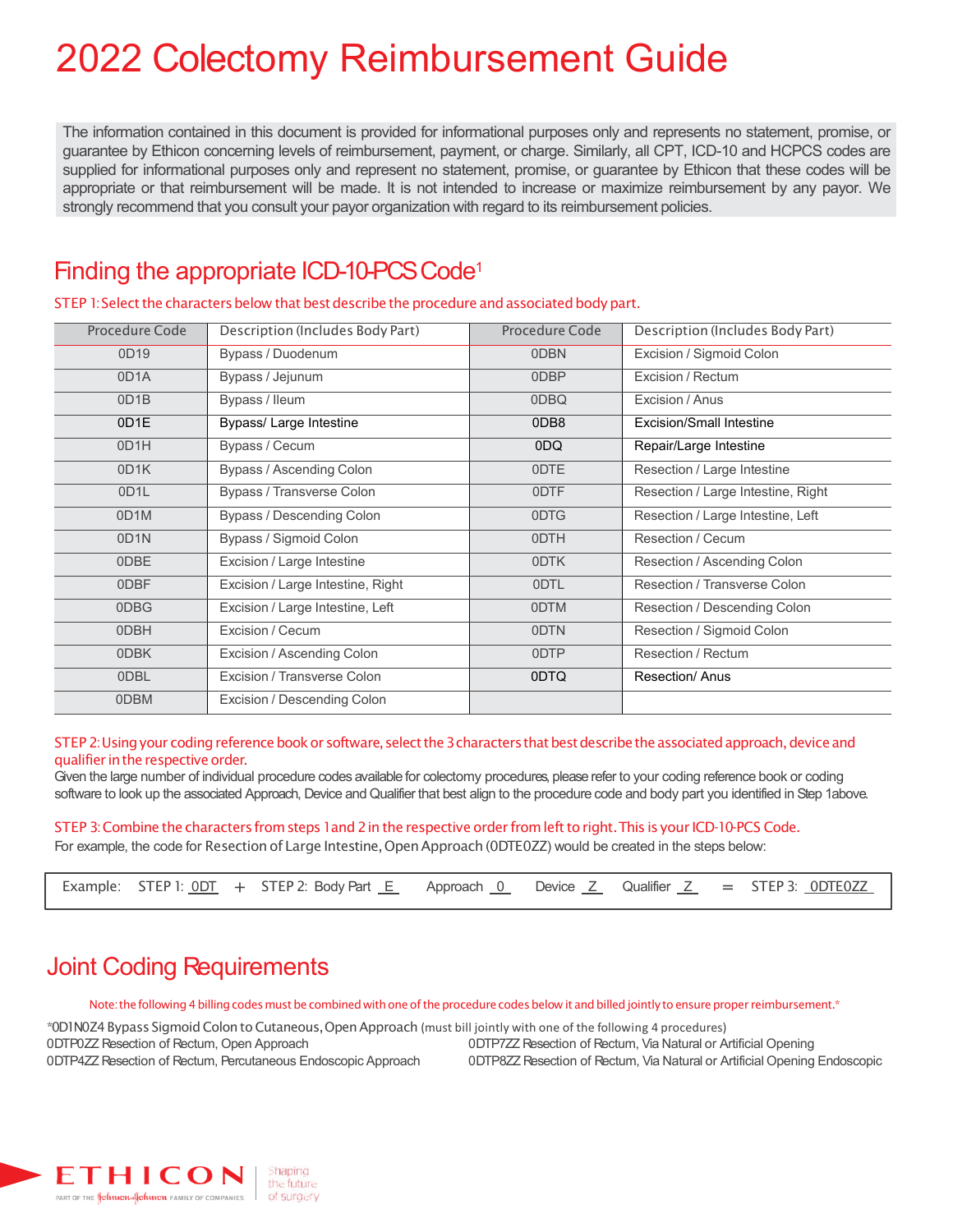# 2022 Colectomy Reimbursement Guide

The information contained in this document is provided for informational purposes only and represents no statement, promise, or guarantee by Ethicon concerning levels of reimbursement, payment, or charge. Similarly, all CPT, ICD-10 and HCPCS codes are supplied for informational purposes only and represent no statement, promise, or guarantee by Ethicon that these codes will be appropriate or that reimbursement will be made. It is not intended to increase or maximize reimbursement by any payor. We strongly recommend that you consult your payor organization with regard to its reimbursement policies.

## Finding the appropriate ICD-10-PCS Code[1]

STEP 1: Select the characters below that best describe the procedure and associated body part.

| Procedure Code | Description (Includes Body Part) | Procedure Code | Description (Includes Body Part) |
|---|---|---|---|
| 0D19 | Bypass / Duodenum | 0DBN | Excision / Sigmoid Colon |
| 0D1A | Bypass / Jejunum | 0DBP | Excision / Rectum |
| 0D1B | Bypass / Ileum | 0DBQ | Excision / Anus |
| 0D1E | Bypass/ Large Intestine | 0DB8 | Excision/Small Intestine |
| 0D1H | Bypass / Cecum | 0DQ | Repair/Large Intestine |
| 0D1K | Bypass / Ascending Colon | 0DTE | Resection / Large Intestine |
| 0D1L | Bypass / Transverse Colon | 0DTF | Resection / Large Intestine, Right |
| 0D1M | Bypass / Descending Colon | 0DTG | Resection / Large Intestine, Left |
| 0D1N | Bypass / Sigmoid Colon | 0DTH | Resection / Cecum |
| 0DBE | Excision / Large Intestine | 0DTK | Resection / Ascending Colon |
| 0DBF | Excision / Large Intestine, Right | 0DTL | Resection / Transverse Colon |
| 0DBG | Excision / Large Intestine, Left | 0DTM | Resection / Descending Colon |
| 0DBH | Excision / Cecum | 0DTN | Resection / Sigmoid Colon |
| 0DBK | Excision / Ascending Colon | 0DTP | Resection / Rectum |
| 0DBL | Excision / Transverse Colon | 0DTQ | Resection/ Anus |
| 0DBM | Excision / Descending Colon | | |

STEP 2: Using your coding reference book or software, select the 3 characters that best describe the associated approach, device and qualifier in the respective order.

Given the large number of individual procedure codes available for colectomy procedures, please refer to your coding reference book or coding software to look up the associated Approach, Device and Qualifier that best align to the procedure code and body part you identified in Step 1above.

STEP 3: Combine the characters from steps 1 and 2 in the respective order from left to right. This is your ICD-10-PCS Code.

For example, the code for Resection of Large Intestine, Open Approach (0DTE0ZZ) would be created in the steps below:

Example: STEP 1: 0DT + STEP 2: Body Part E Approach 0 Device Z Qualifier Z = STEP 3: 0DTE0ZZ

## Joint Coding Requirements

Note: the following 4 billing codes must be combined with one of the procedure codes below it and billed jointly to ensure proper reimbursement.*

*0D1N0Z4 Bypass Sigmoid Colon to Cutaneous, Open Approach (must bill jointly with one of the following 4 procedures)

0DTP0ZZ Resection of Rectum, Open Approach
0DTP4ZZ Resection of Rectum, Percutaneous Endoscopic Approach
0DTP7ZZ Resection of Rectum, Via Natural or Artificial Opening
0DTP8ZZ Resection of Rectum, Via Natural or Artificial Opening Endoscopic

ETHICON
PART OF THE Johnson & Johnson FAMILY OF COMPANIES
Shaping the future of surgery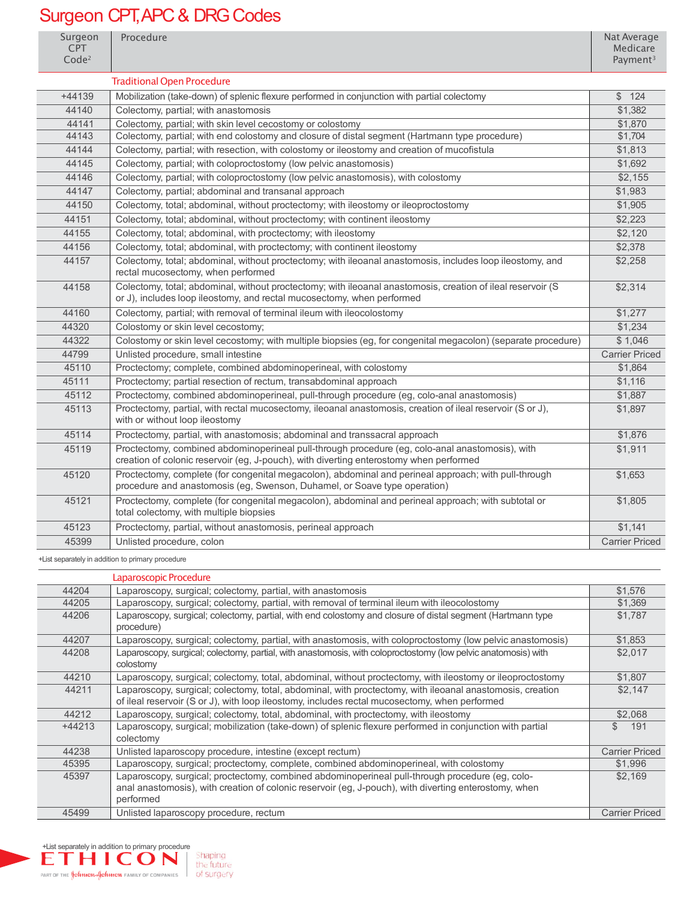# Surgeon CPT, APC & DRG Codes

| Surgeon CPT Code[2] | Procedure | Nat Average Medicare Payment[3] |
|---|---|---|
| | **Traditional Open Procedure** | |
| +44139 | Mobilization (take-down) of splenic flexure performed in conjunction with partial colectomy | $ 124 |
| 44140 | Colectomy, partial; with anastomosis | $1,382 |
| 44141 | Colectomy, partial; with skin level cecostomy or colostomy | $1,870 |
| 44143 | Colectomy, partial; with end colostomy and closure of distal segment (Hartmann type procedure) | $1,704 |
| 44144 | Colectomy, partial; with resection, with colostomy or ileostomy and creation of mucofistula | $1,813 |
| 44145 | Colectomy, partial; with coloproctostomy (low pelvic anastomosis) | $1,692 |
| 44146 | Colectomy, partial; with coloproctostomy (low pelvic anastomosis), with colostomy | $2,155 |
| 44147 | Colectomy, partial; abdominal and transanal approach | $1,983 |
| 44150 | Colectomy, total; abdominal, without proctectomy; with ileostomy or ileoproctostomy | $1,905 |
| 44151 | Colectomy, total; abdominal, without proctectomy; with continent ileostomy | $2,223 |
| 44155 | Colectomy, total; abdominal, with proctectomy; with ileostomy | $2,120 |
| 44156 | Colectomy, total; abdominal, with proctectomy; with continent ileostomy | $2,378 |
| 44157 | Colectomy, total; abdominal, without proctectomy; with ileoanal anastomosis, includes loop ileostomy, and rectal mucosectomy, when performed | $2,258 |
| 44158 | Colectomy, total; abdominal, without proctectomy; with ileoanal anastomosis, creation of ileal reservoir (S or J), includes loop ileostomy, and rectal mucosectomy, when performed | $2,314 |
| 44160 | Colectomy, partial; with removal of terminal ileum with ileocolostomy | $1,277 |
| 44320 | Colostomy or skin level cecostomy; | $1,234 |
| 44322 | Colostomy or skin level cecostomy; with multiple biopsies (eg, for congenital megacolon) (separate procedure) | $ 1,046 |
| 44799 | Unlisted procedure, small intestine | Carrier Priced |
| 45110 | Proctectomy; complete, combined abdominoperineal, with colostomy | $1,864 |
| 45111 | Proctectomy; partial resection of rectum, transabdominal approach | $1,116 |
| 45112 | Proctectomy, combined abdominoperineal, pull-through procedure (eg, colo-anal anastomosis) | $1,887 |
| 45113 | Proctectomy, partial, with rectal mucosectomy, ileoanal anastomosis, creation of ileal reservoir (S or J), with or without loop ileostomy | $1,897 |
| 45114 | Proctectomy, partial, with anastomosis; abdominal and transsacral approach | $1,876 |
| 45119 | Proctectomy, combined abdominoperineal pull-through procedure (eg, colo-anal anastomosis), with creation of colonic reservoir (eg, J-pouch), with diverting enterostomy when performed | $1,911 |
| 45120 | Proctectomy, complete (for congenital megacolon), abdominal and perineal approach; with pull-through procedure and anastomosis (eg, Swenson, Duhamel, or Soave type operation) | $1,653 |
| 45121 | Proctectomy, complete (for congenital megacolon), abdominal and perineal approach; with subtotal or total colectomy, with multiple biopsies | $1,805 |
| 45123 | Proctectomy, partial, without anastomosis, perineal approach | $1,141 |
| 45399 | Unlisted procedure, colon | Carrier Priced |

+List separately in addition to primary procedure

| Surgeon CPT Code[2] | Procedure | Nat Average Medicare Payment[3] |
|---|---|---|
| | **Laparoscopic Procedure** | |
| 44204 | Laparoscopy, surgical; colectomy, partial, with anastomosis | $1,576 |
| 44205 | Laparoscopy, surgical; colectomy, partial, with removal of terminal ileum with ileocolostomy | $1,369 |
| 44206 | Laparoscopy, surgical; colectomy, partial, with end colostomy and closure of distal segment (Hartmann type procedure) | $1,787 |
| 44207 | Laparoscopy, surgical; colectomy, partial, with anastomosis, with coloproctostomy (low pelvic anastomosis) | $1,853 |
| 44208 | Laparoscopy, surgical; colectomy, partial, with anastomosis, with coloproctostomy (low pelvic anatomosis) with colostomy | $2,017 |
| 44210 | Laparoscopy, surgical; colectomy, total, abdominal, without proctectomy, with ileostomy or ileoproctostomy | $1,807 |
| 44211 | Laparoscopy, surgical; colectomy, total, abdominal, with proctectomy, with ileoanal anastomosis, creation of ileal reservoir (S or J), with loop ileostomy, includes rectal mucosectomy, when performed | $2,147 |
| 44212 | Laparoscopy, surgical; colectomy, total, abdominal, with proctectomy, with ileostomy | $2,068 |
| +44213 | Laparoscopy, surgical; mobilization (take-down) of splenic flexure performed in conjunction with partial colectomy | $ 191 |
| 44238 | Unlisted laparoscopy procedure, intestine (except rectum) | Carrier Priced |
| 45395 | Laparoscopy, surgical; proctectomy, complete, combined abdominoperineal, with colostomy | $1,996 |
| 45397 | Laparoscopy, surgical; proctectomy, combined abdominoperineal pull-through procedure (eg, colo-anal anastomosis), with creation of colonic reservoir (eg, J-pouch), with diverting enterostomy, when performed | $2,169 |
| 45499 | Unlisted laparoscopy procedure, rectum | Carrier Priced |

+List separately in addition to primary procedure

ETHICON — PART OF THE Johnson & Johnson FAMILY OF COMPANIES — Shaping the future of surgery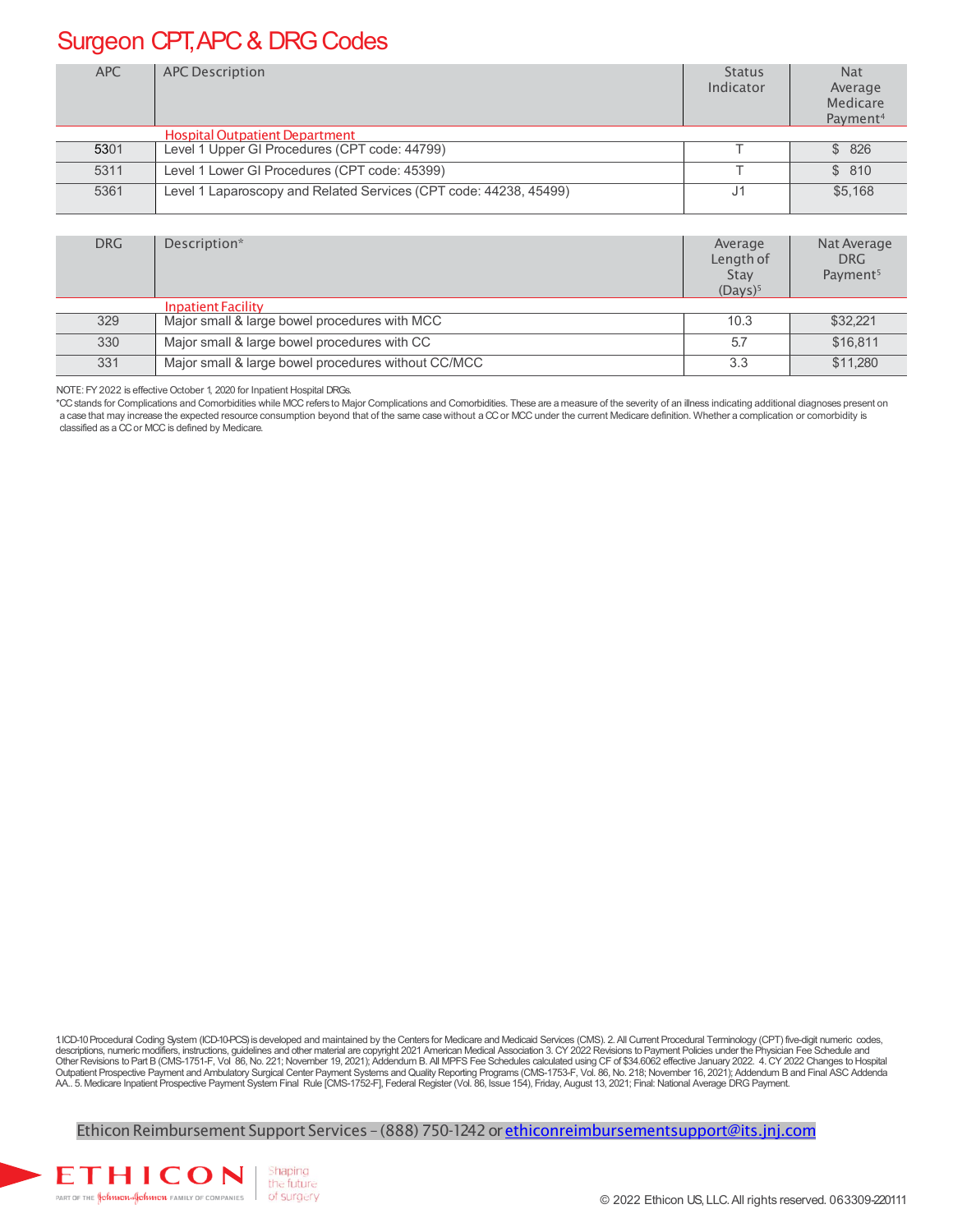# Surgeon CPT, APC & DRG Codes

| APC | APC Description | Status Indicator | Nat Average Medicare Payment[4] |
|---|---|---|---|
| | Hospital Outpatient Department | | |
| 5301 | Level 1 Upper GI Procedures (CPT code: 44799) | T | $ 826 |
| 5311 | Level 1 Lower GI Procedures (CPT code: 45399) | T | $ 810 |
| 5361 | Level 1 Laparoscopy and Related Services (CPT code: 44238, 45499) | J1 | $5,168 |

| DRG | Description* | Average Length of Stay (Days)[5] | Nat Average DRG Payment[5] |
|---|---|---|---|
| | Inpatient Facility | | |
| 329 | Major small & large bowel procedures with MCC | 10.3 | $32,221 |
| 330 | Major small & large bowel procedures with CC | 5.7 | $16,811 |
| 331 | Major small & large bowel procedures without CC/MCC | 3.3 | $11,280 |

NOTE: FY 2022 is effective October 1, 2020 for Inpatient Hospital DRGs.

*CC stands for Complications and Comorbidities while MCC refers to Major Complications and Comorbidities. These are a measure of the severity of an illness indicating additional diagnoses present on a case that may increase the expected resource consumption beyond that of the same case without a CC or MCC under the current Medicare definition. Whether a complication or comorbidity is classified as a CC or MCC is defined by Medicare.

1 ICD-10 Procedural Coding System (ICD-10-PCS) is developed and maintained by the Centers for Medicare and Medicaid Services (CMS). 2. All Current Procedural Terminology (CPT) five-digit numeric codes, descriptions, numeric modifiers, instructions, guidelines and other material are copyright 2021 American Medical Association 3. CY 2022 Revisions to Payment Policies under the Physician Fee Schedule and Other Revisions to Part B (CMS-1751-F, Vol 86, No. 221; November 19, 2021); Addendum B. All MPFS Fee Schedules calculated using CF of $34.6062 effective January 2022. 4. CY 2022 Changes to Hospital Outpatient Prospective Payment and Ambulatory Surgical Center Payment Systems and Quality Reporting Programs (CMS-1753-F, Vol. 86, No. 218; November 16, 2021); Addendum B and Final ASC Addenda AA.. 5. Medicare Inpatient Prospective Payment System Final Rule [CMS-1752-F], Federal Register (Vol. 86, Issue 154), Friday, August 13, 2021; Final: National Average DRG Payment.

Ethicon Reimbursement Support Services – (888) 750-1242 or ethiconreimbursementsupport@its.jnj.com

ETHICON PART OF THE Johnson & Johnson FAMILY OF COMPANIES | Shaping the future of surgery

© 2022 Ethicon US, LLC. All rights reserved. 063309-220111